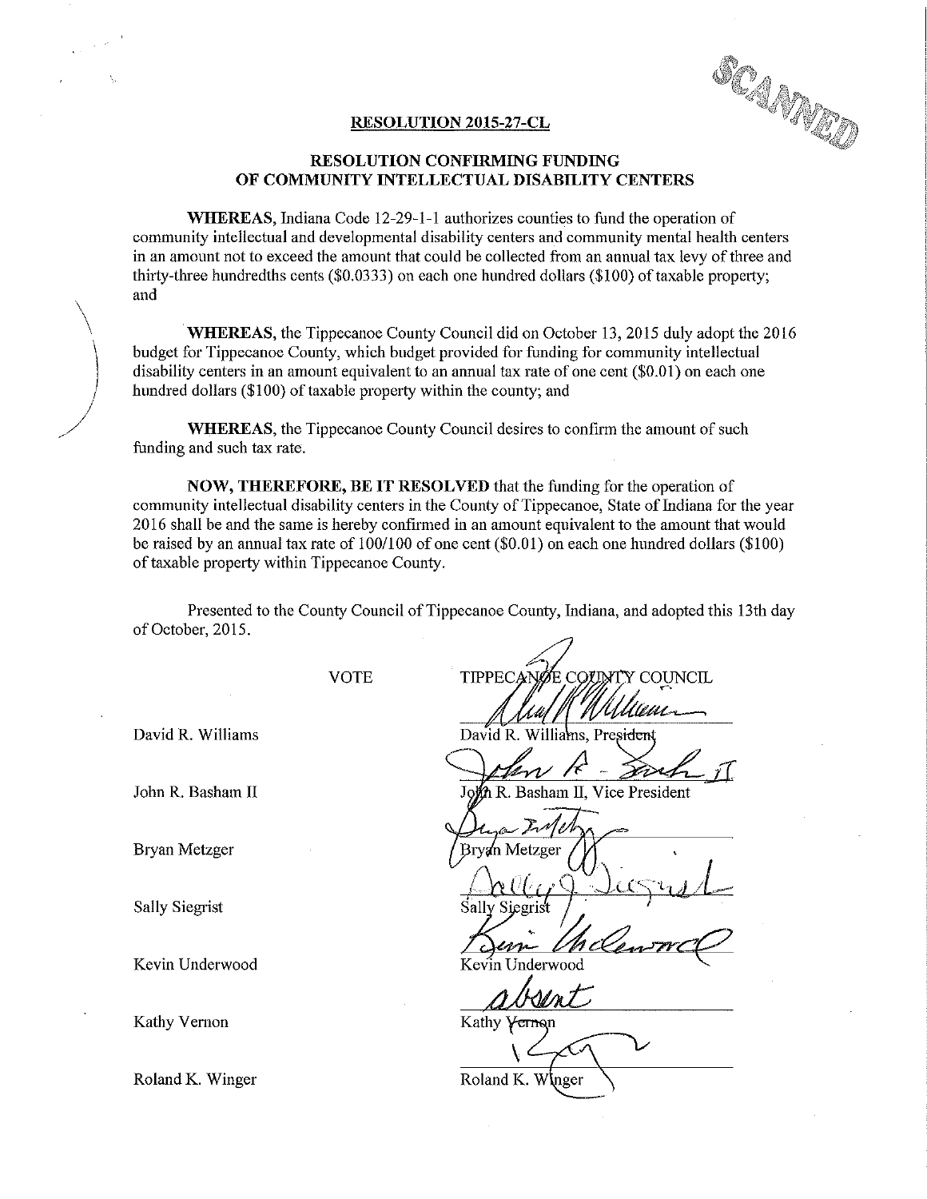**RESOLUTION 2015-27-CL**

**RESOLUTION CONFIRMING FUNDING OF COMMUNITY INTELLECTUAL DISABILITY CENTERS**

**WHEREAS,** Indiana Code 12-29-1-1 authorizes counties to fund the operation of community intellectual and developmental disability centers and community mental health centers in an amount not to exceed the amount that could be collected from an annual tax levy of three and thirty-three hundredths cents ($0.0333) on each one hundred dollars ($100) of taxable property; and

**WHEREAS,** the Tippecanoe County Council did on October 13, 2015 duly adopt the 2016 budget for Tippecanoe County, which budget provided for funding for community intellectual disability centers in an amount equivalent to an annual tax rate of one cent ($0.01) on each one hundred dollars ($100) of taxable property within the county; and

**WHEREAS,** the Tippecanoe County Council desires to confirm the amount of such funding and such tax rate.

**NOW, THEREFORE, BE IT RESOLVED** that the funding for the operation of community intellectual disability centers in the County of Tippecanoe, State of Indiana for the year 2016 shall be and the same is hereby confirmed in an amount equivalent to the amount that would be raised by an annual tax rate of 100/100 of one cent ($0.01) on each one hundred dollars ($100) of taxable property within Tippecanoe County.

Presented to the County Council of Tippecanoe County, Indiana, and adopted this 13th day of October, 2015.

| VOTE | TIPPECANOE COUNTY COUNCIL |
|---|---|
| David R. Williams | David R. Williams, President |
| John R. Basham II | John R. Basham II, Vice President |
| Bryan Metzger | Bryan Metzger |
| Sally Siegrist | Sally Siegrist |
| Kevin Underwood | Kevin Underwood |
| Kathy Vernon | absent<br>Kathy Vernon |
| Roland K. Winger | Roland K. Winger |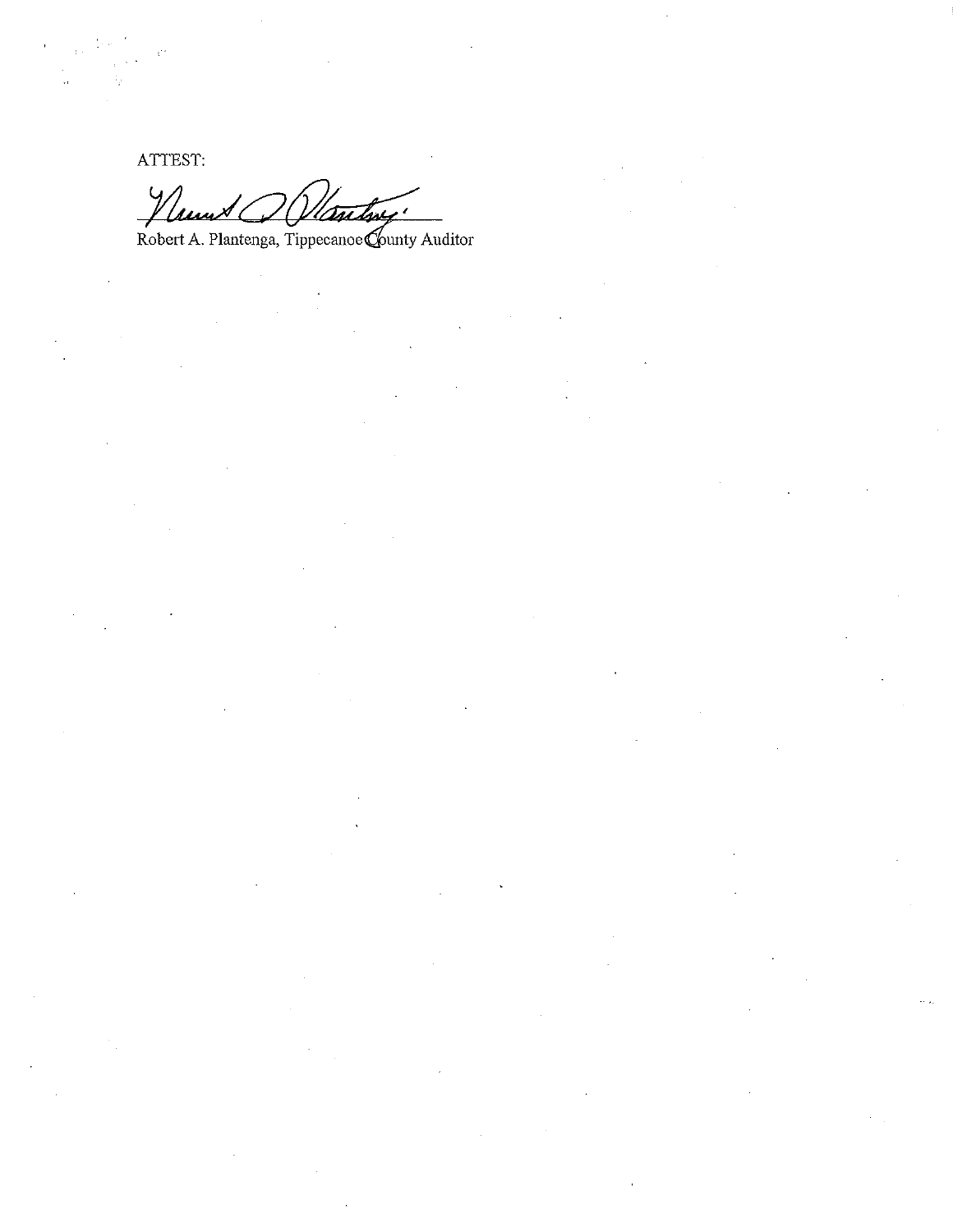ATTEST:

\_\_\_\_\_\_\_\_\_\_\_\_\_\_\_\_\_\_\_\_\_\_\_\_\_\_\_\_\_\_\_\_

Robert A. Plantenga, Tippecanoe County Auditor